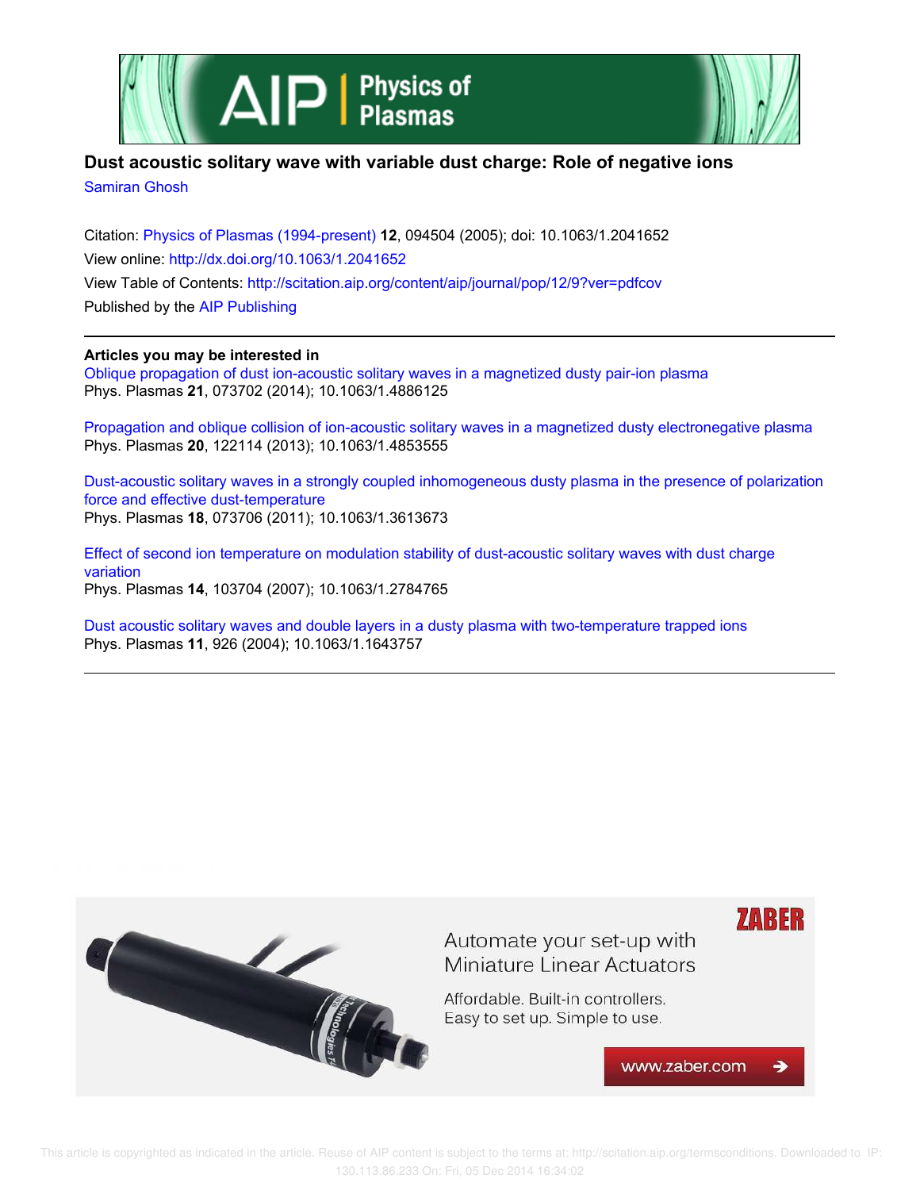# Dust acoustic solitary wave with variable dust charge: Role of negative ions

Samiran Ghosh

Citation: Physics of Plasmas (1994-present) **12**, 094504 (2005); doi: 10.1063/1.2041652

View online: http://dx.doi.org/10.1063/1.2041652

View Table of Contents: http://scitation.aip.org/content/aip/journal/pop/12/9?ver=pdfcov

Published by the AIP Publishing

**Articles you may be interested in**

Oblique propagation of dust ion-acoustic solitary waves in a magnetized dusty pair-ion plasma
Phys. Plasmas **21**, 073702 (2014); 10.1063/1.4886125

Propagation and oblique collision of ion-acoustic solitary waves in a magnetized dusty electronegative plasma
Phys. Plasmas **20**, 122114 (2013); 10.1063/1.4853555

Dust-acoustic solitary waves in a strongly coupled inhomogeneous dusty plasma in the presence of polarization force and effective dust-temperature
Phys. Plasmas **18**, 073706 (2011); 10.1063/1.3613673

Effect of second ion temperature on modulation stability of dust-acoustic solitary waves with dust charge variation
Phys. Plasmas **14**, 103704 (2007); 10.1063/1.2784765

Dust acoustic solitary waves and double layers in a dusty plasma with two-temperature trapped ions
Phys. Plasmas **11**, 926 (2004); 10.1063/1.1643757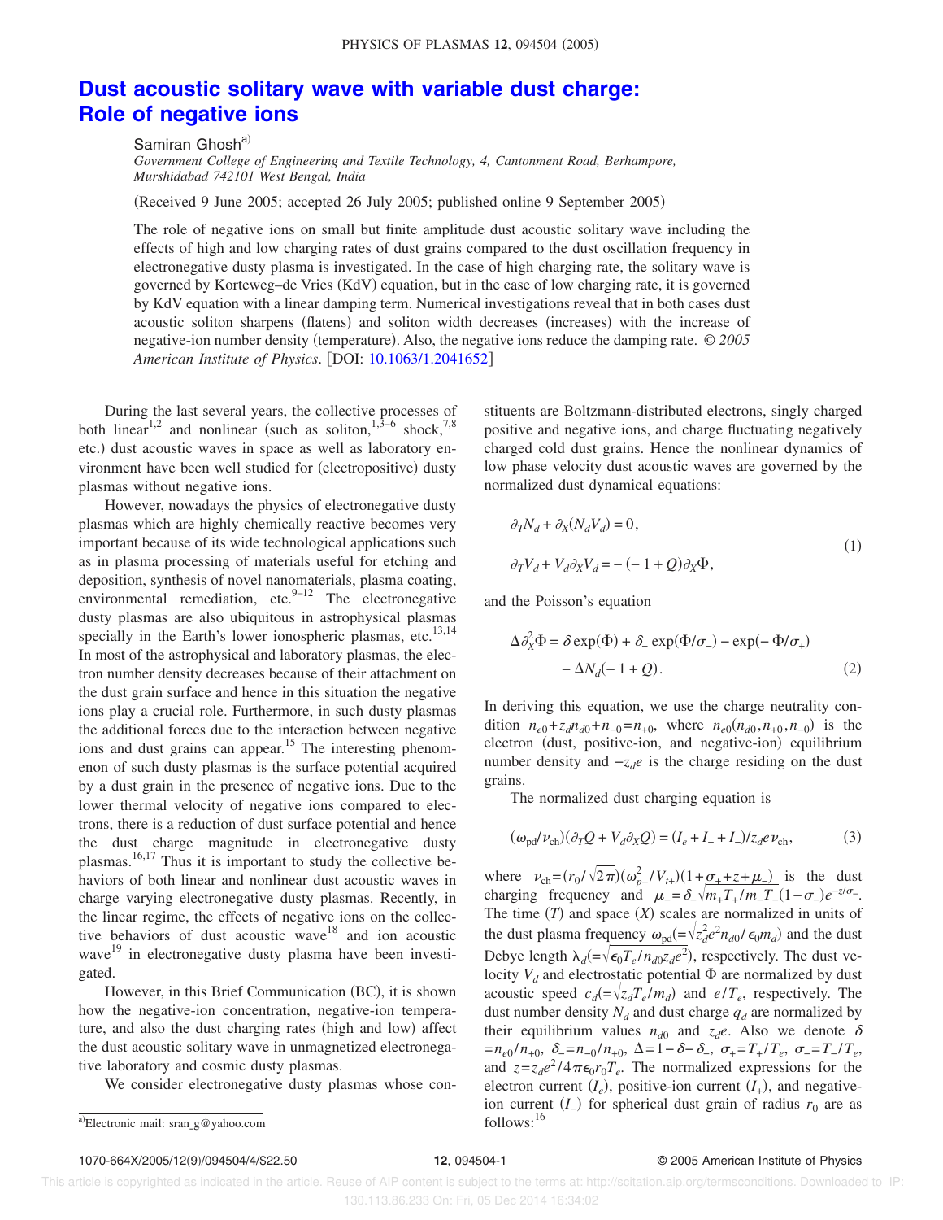# Dust acoustic solitary wave with variable dust charge: Role of negative ions

Samiran Ghosh[a]

*Government College of Engineering and Textile Technology, 4, Cantonment Road, Berhampore, Murshidabad 742101 West Bengal, India*

(Received 9 June 2005; accepted 26 July 2005; published online 9 September 2005)

The role of negative ions on small but finite amplitude dust acoustic solitary wave including the effects of high and low charging rates of dust grains compared to the dust oscillation frequency in electronegative dusty plasma is investigated. In the case of high charging rate, the solitary wave is governed by Korteweg–de Vries (KdV) equation, but in the case of low charging rate, it is governed by KdV equation with a linear damping term. Numerical investigations reveal that in both cases dust acoustic soliton sharpens (flatens) and soliton width decreases (increases) with the increase of negative-ion number density (temperature). Also, the negative ions reduce the damping rate. *© 2005 American Institute of Physics.* [DOI: 10.1063/1.2041652]

During the last several years, the collective processes of both linear[1,2] and nonlinear (such as soliton,[1,3–6] shock,[7,8] etc.) dust acoustic waves in space as well as laboratory environment have been well studied for (electropositive) dusty plasmas without negative ions.

However, nowadays the physics of electronegative dusty plasmas which are highly chemically reactive becomes very important because of its wide technological applications such as in plasma processing of materials useful for etching and deposition, synthesis of novel nanomaterials, plasma coating, environmental remediation, etc.[9–12] The electronegative dusty plasmas are also ubiquitous in astrophysical plasmas specially in the Earth's lower ionospheric plasmas, etc.[13,14] In most of the astrophysical and laboratory plasmas, the electron number density decreases because of their attachment on the dust grain surface and hence in this situation the negative ions play a crucial role. Furthermore, in such dusty plasmas the additional forces due to the interaction between negative ions and dust grains can appear.[15] The interesting phenomenon of such dusty plasmas is the surface potential acquired by a dust grain in the presence of negative ions. Due to the lower thermal velocity of negative ions compared to electrons, there is a reduction of dust surface potential and hence the dust charge magnitude in electronegative dusty plasmas.[16,17] Thus it is important to study the collective behaviors of both linear and nonlinear dust acoustic waves in charge varying electronegative dusty plasmas. Recently, in the linear regime, the effects of negative ions on the collective behaviors of dust acoustic wave[18] and ion acoustic wave[19] in electronegative dusty plasma have been investigated.

However, in this Brief Communication (BC), it is shown how the negative-ion concentration, negative-ion temperature, and also the dust charging rates (high and low) affect the dust acoustic solitary wave in unmagnetized electronegative laboratory and cosmic dusty plasmas.

We consider electronegative dusty plasmas whose constituents are Boltzmann-distributed electrons, singly charged positive and negative ions, and charge fluctuating negatively charged cold dust grains. Hence the nonlinear dynamics of low phase velocity dust acoustic waves are governed by the normalized dust dynamical equations:

$$
\begin{aligned}
&\partial_T N_d + \partial_X (N_d V_d) = 0, \\
&\partial_T V_d + V_d \partial_X V_d = -(-1+Q)\partial_X \Phi,
\end{aligned}
\tag{1}
$$

and the Poisson's equation

$$
\begin{aligned}
\Delta \partial_X^2 \Phi = {}& \delta \exp(\Phi) + \delta_- \exp(\Phi/\sigma_-) - \exp(-\Phi/\sigma_+) \\
& - \Delta N_d (-1+Q).
\end{aligned}
\tag{2}
$$

In deriving this equation, we use the charge neutrality condition $n_{e0}+z_d n_{d0}+n_{-0}=n_{+0}$, where $n_{e0}(n_{d0},n_{+0},n_{-0})$ is the electron (dust, positive-ion, and negative-ion) equilibrium number density and $-z_d e$ is the charge residing on the dust grains.

The normalized dust charging equation is

$$
(\omega_{pd}/\nu_{ch})(\partial_T Q + V_d \partial_X Q) = (I_e + I_+ + I_-)/z_d e \nu_{ch},
\tag{3}
$$

where $\nu_{ch}=(r_0/\sqrt{2\pi})(\omega_{p+}^2/V_{t+})(1+\sigma_+ + z + \mu_-)$ is the dust charging frequency and $\mu_- = \delta_- \sqrt{m_+ T_+ / m_- T_-}(1-\sigma_-)e^{-z/\sigma_-}$. The time ($T$) and space ($X$) scales are normalized in units of the dust plasma frequency $\omega_{pd}(=\sqrt{z_d^2 e^2 n_{d0}/\epsilon_0 m_d})$ and the dust Debye length $\lambda_d(=\sqrt{\epsilon_0 T_e / n_{d0} z_d e^2})$, respectively. The dust velocity $V_d$ and electrostatic potential $\Phi$ are normalized by dust acoustic speed $c_d(=\sqrt{z_d T_e/m_d})$ and $e/T_e$, respectively. The dust number density $N_d$ and dust charge $q_d$ are normalized by their equilibrium values $n_{d0}$ and $z_d e$. Also we denote $\delta = n_{e0}/n_{+0}$, $\delta_- = n_{-0}/n_{+0}$, $\Delta = 1-\delta-\delta_-$, $\sigma_+ = T_+/T_e$, $\sigma_- = T_-/T_e$, and $z = z_d e^2 / 4\pi\epsilon_0 r_0 T_e$. The normalized expressions for the electron current ($I_e$), positive-ion current ($I_+$), and negative-ion current ($I_-$) for spherical dust grain of radius $r_0$ are as follows:[16]

[a] Electronic mail: sran_g@yahoo.com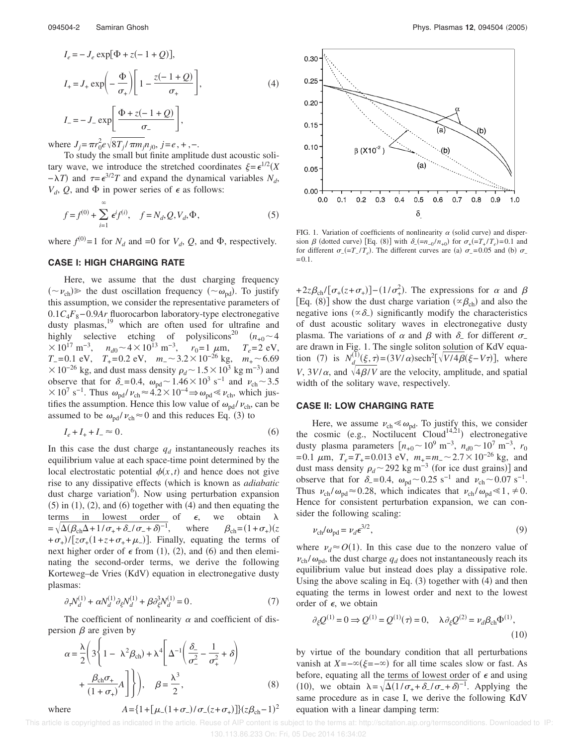$$I_e = -J_e \exp[\Phi + z(-1+Q)],$$

$$I_+ = J_+ \exp\left(-\frac{\Phi}{\sigma_+}\right)\left[1 - \frac{z(-1+Q)}{\sigma_+}\right], \tag{4}$$

$$I_- = -J_- \exp\left[\frac{\Phi + z(-1+Q)}{\sigma_-}\right],$$

where $J_j = \pi r_0^2 e\sqrt{8T_j/\pi m_j} n_{j0}$, $j = e, +, -$.

To study the small but finite amplitude dust acoustic solitary wave, we introduce the stretched coordinates $\xi = \epsilon^{1/2}(X - \lambda T)$ and $\tau = \epsilon^{3/2} T$ and expand the dynamical variables $N_d$, $V_d$, $Q$, and $\Phi$ in power series of $\epsilon$ as follows:

$$f = f^{(0)} + \sum_{i=1}^{\infty} \epsilon^i f^{(i)}, \quad f = N_d, Q, V_d, \Phi, \tag{5}$$

where $f^{(0)} = 1$ for $N_d$ and $=0$ for $V_d$, $Q$, and $\Phi$, respectively.

## CASE I: HIGH CHARGING RATE

Here, we assume that the dust charging frequency ($\sim \nu_{\text{ch}}$) $\gg$ the dust oscillation frequency ($\sim \omega_{\text{pd}}$). To justify this assumption, we consider the representative parameters of $0.1C_4F_8$–$0.9Ar$ fluorocarbon laboratory-type electronegative dusty plasmas,[19] which are often used for ultrafine and highly selective etching of polysilicons[20] ($n_{+0} \sim 4 \times 10^{17}$ m$^{-3}$, $n_{d0} \sim 4 \times 10^{13}$ m$^{-3}$, $r_0 = 1$ $\mu$m, $T_e = 2$ eV, $T_- = 0.1$ eV, $T_+ = 0.2$ eV, $m_- \sim 3.2 \times 10^{-26}$ kg, $m_+ \sim 6.69 \times 10^{-26}$ kg, and dust mass density $\rho_d \sim 1.5 \times 10^3$ kg m$^{-3}$) and observe that for $\delta_- = 0.4$, $\omega_{\text{pd}} \sim 1.46 \times 10^3$ s$^{-1}$ and $\nu_{\text{ch}} \sim 3.5 \times 10^7$ s$^{-1}$. Thus $\omega_{\text{pd}}/\nu_{\text{ch}} \approx 4.2 \times 10^{-4} \Rightarrow \omega_{\text{pd}} \ll \nu_{\text{ch}}$, which justifies the assumption. Hence this low value of $\omega_{\text{pd}}/\nu_{\text{ch}}$ can be assumed to be $\omega_{\text{pd}}/\nu_{\text{ch}} \approx 0$ and this reduces Eq. (3) to

$$I_e + I_+ + I_- \approx 0. \tag{6}$$

In this case the dust charge $q_d$ instantaneously reaches its equilibrium value at each space-time point determined by the local electrostatic potential $\phi(x,t)$ and hence does not give rise to any dissipative effects (which is known as *adiabatic* dust charge variation[6]). Now using perturbation expansion (5) in (1), (2), and (6) together with (4) and then equating the terms in lowest order of $\epsilon$, we obtain $\lambda = \sqrt{\Delta(\beta_{\text{ch}}\Delta + 1/\sigma_+ + \delta_-/\sigma_- + \delta)^{-1}}$, where $\beta_{\text{ch}} = (1+\sigma_+)(z+\sigma_+)/[z\sigma_+(1+z+\sigma_+ + \mu_-)]$. Finally, equating the terms of next higher order of $\epsilon$ from (1), (2), and (6) and then eleminating the second-order terms, we derive the following Korteweg–de Vries (KdV) equation in electronegative dusty plasmas:

$$\partial_\tau N_d^{(1)} + \alpha N_d^{(1)} \partial_\xi N_d^{(1)} + \beta \partial_\xi^3 N_d^{(1)} = 0. \tag{7}$$

The coefficient of nonlinearity $\alpha$ and coefficient of dispersion $\beta$ are given by

$$\alpha = \frac{\lambda}{2}\left(3\left\{1 - \lambda^2\beta_{\text{ch}}\right) + \lambda^4\left[\Delta^{-1}\left(\frac{\delta_-}{\sigma_-^2} - \frac{1}{\sigma_+^2} + \delta\right) + \frac{\beta_{\text{ch}}\sigma_+}{(1+\sigma_+)}A\right]\right\}\right), \quad \beta = \frac{\lambda^3}{2}, \tag{8}$$

where $A = \{1 + [\mu_-(1+\sigma_-)/\sigma_-(z+\sigma_+)]\}(z\beta_{\text{ch}} - 1)^2 + 2z\beta_{\text{ch}}/[\sigma_+(z+\sigma_+)] - (1/\sigma_+^2)$. The expressions for $\alpha$ and $\beta$ [Eq. (8)] show the dust charge variation ($\propto \beta_{\text{ch}}$) and also the negative ions ($\propto \delta_-$) significantly modify the characteristics of dust acoustic solitary waves in electronegative dusty plasma. The variations of $\alpha$ and $\beta$ with $\delta_-$ for different $\sigma_-$ are drawn in Fig. 1. The single soliton solution of KdV equation (7) is $N_d^{(1)}(\xi,\tau) = (3V/\alpha)\text{sech}^2[\sqrt{V/4\beta}(\xi - V\tau)]$, where $V$, $3V/\alpha$, and $\sqrt{4\beta/V}$ are the velocity, amplitude, and spatial width of the solitary wave, respectively.

FIG. 1. Variation of coefficients of nonlinearity $\alpha$ (solid curve) and dispersion $\beta$ (dotted curve) [Eq. (8)] with $\delta_-(=n_{-0}/n_{+0})$ for $\sigma_+(=T_+/T_e)=0.1$ and for different $\sigma_-(=T_-/T_e)$. The different curves are (a) $\sigma_- = 0.05$ and (b) $\sigma_- = 0.1$.

## CASE II: LOW CHARGING RATE

Here, we assume $\nu_{\text{ch}} \ll \omega_{\text{pd}}$. To justify this, we consider the cosmic (e.g., Noctilucent Cloud[14,21]) electronegative dusty plasma parameters [$n_{+0} \sim 10^9$ m$^{-3}$, $n_{d0} \sim 10^7$ m$^{-3}$, $r_0 = 0.1$ $\mu$m, $T_e = T_+ = 0.013$ eV, $m_+ = m_- \sim 2.7 \times 10^{-26}$ kg, and dust mass density $\rho_d \sim 292$ kg m$^{-3}$ (for ice dust grains)] and observe that for $\delta_- = 0.4$, $\omega_{\text{pd}} \sim 0.25$ s$^{-1}$ and $\nu_{\text{ch}} \sim 0.07$ s$^{-1}$. Thus $\nu_{\text{ch}}/\omega_{\text{pd}} \approx 0.28$, which indicates that $\nu_{\text{ch}}/\omega_{\text{pd}} \ll 1, \neq 0$. Hence for consistent perturbation expansion, we can consider the following scaling:

$$\nu_{\text{ch}}/\omega_{\text{pd}} = \nu_d \epsilon^{3/2}, \tag{9}$$

where $\nu_d \approx O(1)$. In this case due to the nonzero value of $\nu_{\text{ch}}/\omega_{\text{pd}}$, the dust charge $q_d$ does not instantaneously reach its equilibrium value but instead does play a dissipative role. Using the above scaling in Eq. (3) together with (4) and then equating the terms in lowest order and next to the lowest order of $\epsilon$, we obtain

$$\partial_\xi Q^{(1)} = 0 \Rightarrow Q^{(1)} = Q^{(1)}(\tau) = 0, \quad \lambda \partial_\xi Q^{(2)} = \nu_d \beta_{\text{ch}} \Phi^{(1)}, \tag{10}$$

by virtue of the boundary condition that all perturbations vanish at $X = -\infty (\xi = -\infty)$ for all time scales slow or fast. As before, equating all the terms of lowest order of $\epsilon$ and using (10), we obtain $\lambda = \sqrt{\Delta(1/\sigma_+ + \delta_-/\sigma_- + \delta)^{-1}}$. Applying the same procedure as in case I, we derive the following KdV equation with a linear damping term: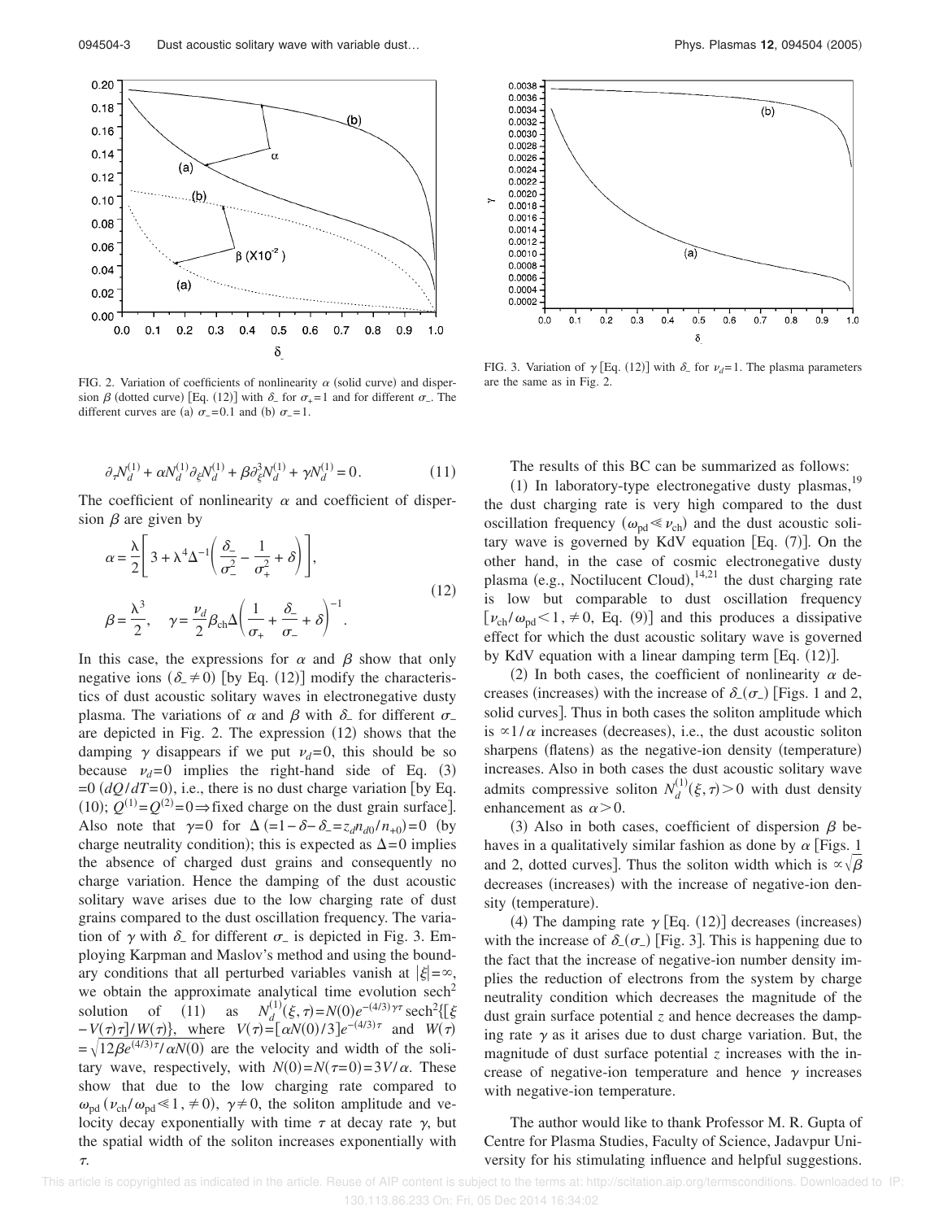FIG. 2. Variation of coefficients of nonlinearity $\alpha$ (solid curve) and dispersion $\beta$ (dotted curve) [Eq. (12)] with $\delta_-$ for $\sigma_+=1$ and for different $\sigma_-$. The different curves are (a) $\sigma_-=0.1$ and (b) $\sigma_-=1$.

FIG. 3. Variation of $\gamma$ [Eq. (12)] with $\delta_-$ for $\nu_d=1$. The plasma parameters are the same as in Fig. 2.

$$\partial_\tau N_d^{(1)} + \alpha N_d^{(1)} \partial_\xi N_d^{(1)} + \beta \partial_\xi^3 N_d^{(1)} + \gamma N_d^{(1)} = 0. \tag{11}$$

The coefficient of nonlinearity $\alpha$ and coefficient of dispersion $\beta$ are given by

$$\alpha = \frac{\lambda}{2}\left[3 + \lambda^4 \Delta^{-1}\left(\frac{\delta_-}{\sigma_-^2} - \frac{1}{\sigma_+^2} + \delta\right)\right],$$
$$\beta = \frac{\lambda^3}{2}, \quad \gamma = \frac{\nu_d}{2}\beta_{\mathrm{ch}}\Delta\left(\frac{1}{\sigma_+} + \frac{\delta_-}{\sigma_-} + \delta\right)^{-1}. \tag{12}$$

In this case, the expressions for $\alpha$ and $\beta$ show that only negative ions ($\delta_- \neq 0$) [by Eq. (12)] modify the characteristics of dust acoustic solitary waves in electronegative dusty plasma. The variations of $\alpha$ and $\beta$ with $\delta_-$ for different $\sigma_-$ are depicted in Fig. 2. The expression (12) shows that the damping $\gamma$ disappears if we put $\nu_d=0$, this should be so because $\nu_d=0$ implies the right-hand side of Eq. (3) $=0$ ($dQ/dT=0$), i.e., there is no dust charge variation [by Eq. (10); $Q^{(1)}=Q^{(2)}=0 \Rightarrow$ fixed charge on the dust grain surface]. Also note that $\gamma=0$ for $\Delta$ ($=1-\delta-\delta_-=z_d n_{d0}/n_{+0})=0$ (by charge neutrality condition); this is expected as $\Delta=0$ implies the absence of charged dust grains and consequently no charge variation. Hence the damping of the dust acoustic solitary wave arises due to the low charging rate of dust grains compared to the dust oscillation frequency. The variation of $\gamma$ with $\delta_-$ for different $\sigma_-$ is depicted in Fig. 3. Employing Karpman and Maslov's method and using the boundary conditions that all perturbed variables vanish at $|\xi|=\infty$, we obtain the approximate analytical time evolution sech$^2$ solution of (11) as $N_d^{(1)}(\xi,\tau)=N(0)e^{-(4/3)\gamma\tau}\mathrm{sech}^2\{[\xi - V(\tau)\tau]/W(\tau)\}$, where $V(\tau)=[\alpha N(0)/3]e^{-(4/3)\tau}$ and $W(\tau) = \sqrt{12\beta e^{(4/3)\tau}/\alpha N(0)}$ are the velocity and width of the solitary wave, respectively, with $N(0)=N(\tau=0)=3V/\alpha$. These show that due to the low charging rate compared to $\omega_{\mathrm{pd}}$ ($\nu_{\mathrm{ch}}/\omega_{\mathrm{pd}} \ll 1, \neq 0$), $\gamma \neq 0$, the soliton amplitude and velocity decay exponentially with time $\tau$ at decay rate $\gamma$, but the spatial width of the soliton increases exponentially with $\tau$.

The results of this BC can be summarized as follows:

(1) In laboratory-type electronegative dusty plasmas,[19] the dust charging rate is very high compared to the dust oscillation frequency ($\omega_{\mathrm{pd}} \ll \nu_{\mathrm{ch}}$) and the dust acoustic solitary wave is governed by KdV equation [Eq. (7)]. On the other hand, in the case of cosmic electronegative dusty plasma (e.g., Noctilucent Cloud),[14,21] the dust charging rate is low but comparable to dust oscillation frequency [$\nu_{\mathrm{ch}}/\omega_{\mathrm{pd}} < 1, \neq 0$, Eq. (9)] and this produces a dissipative effect for which the dust acoustic solitary wave is governed by KdV equation with a linear damping term [Eq. (12)].

(2) In both cases, the coefficient of nonlinearity $\alpha$ decreases (increases) with the increase of $\delta_-(\sigma_-)$ [Figs. 1 and 2, solid curves]. Thus in both cases the soliton amplitude which is $\propto 1/\alpha$ increases (decreases), i.e., the dust acoustic soliton sharpens (flatens) as the negative-ion density (temperature) increases. Also in both cases the dust acoustic solitary wave admits compressive soliton $N_d^{(1)}(\xi,\tau)>0$ with dust density enhancement as $\alpha>0$.

(3) Also in both cases, coefficient of dispersion $\beta$ behaves in a qualitatively similar fashion as done by $\alpha$ [Figs. 1 and 2, dotted curves]. Thus the soliton width which is $\propto \sqrt{\beta}$ decreases (increases) with the increase of negative-ion density (temperature).

(4) The damping rate $\gamma$ [Eq. (12)] decreases (increases) with the increase of $\delta_-(\sigma_-)$ [Fig. 3]. This is happening due to the fact that the increase of negative-ion number density implies the reduction of electrons from the system by charge neutrality condition which decreases the magnitude of the dust grain surface potential $z$ and hence decreases the damping rate $\gamma$ as it arises due to dust charge variation. But, the magnitude of dust surface potential $z$ increases with the increase of negative-ion temperature and hence $\gamma$ increases with negative-ion temperature.

The author would like to thank Professor M. R. Gupta of Centre for Plasma Studies, Faculty of Science, Jadavpur University for his stimulating influence and helpful suggestions.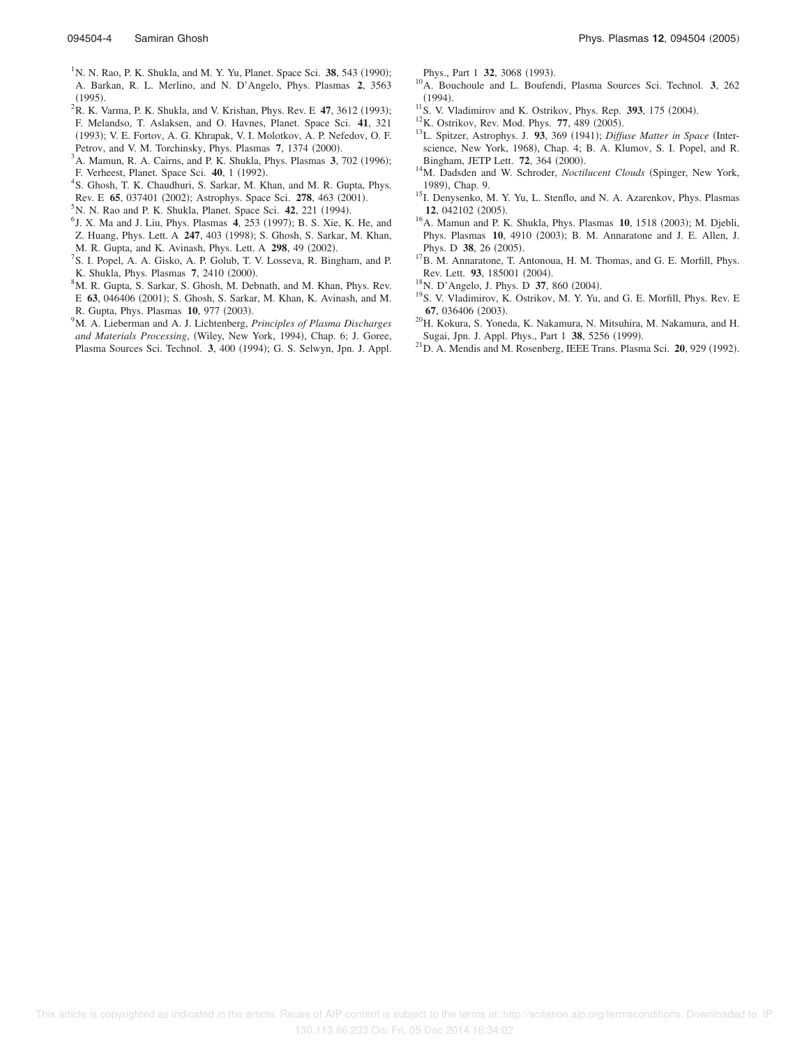[1] N. N. Rao, P. K. Shukla, and M. Y. Yu, Planet. Space Sci. **38**, 543 (1990); A. Barkan, R. L. Merlino, and N. D'Angelo, Phys. Plasmas **2**, 3563 (1995).

[2] R. K. Varma, P. K. Shukla, and V. Krishan, Phys. Rev. E **47**, 3612 (1993); F. Melandso, T. Aslaksen, and O. Havnes, Planet. Space Sci. **41**, 321 (1993); V. E. Fortov, A. G. Khrapak, V. I. Molotkov, A. P. Nefedov, O. F. Petrov, and V. M. Torchinsky, Phys. Plasmas **7**, 1374 (2000).

[3] A. Mamun, R. A. Cairns, and P. K. Shukla, Phys. Plasmas **3**, 702 (1996); F. Verheest, Planet. Space Sci. **40**, 1 (1992).

[4] S. Ghosh, T. K. Chaudhuri, S. Sarkar, M. Khan, and M. R. Gupta, Phys. Rev. E **65**, 037401 (2002); Astrophys. Space Sci. **278**, 463 (2001).

[5] N. N. Rao and P. K. Shukla, Planet. Space Sci. **42**, 221 (1994).

[6] J. X. Ma and J. Liu, Phys. Plasmas **4**, 253 (1997); B. S. Xie, K. He, and Z. Huang, Phys. Lett. A **247**, 403 (1998); S. Ghosh, S. Sarkar, M. Khan, M. R. Gupta, and K. Avinash, Phys. Lett. A **298**, 49 (2002).

[7] S. I. Popel, A. A. Gisko, A. P. Golub, T. V. Losseva, R. Bingham, and P. K. Shukla, Phys. Plasmas **7**, 2410 (2000).

[8] M. R. Gupta, S. Sarkar, S. Ghosh, M. Debnath, and M. Khan, Phys. Rev. E **63**, 046406 (2001); S. Ghosh, S. Sarkar, M. Khan, K. Avinash, and M. R. Gupta, Phys. Plasmas **10**, 977 (2003).

[9] M. A. Lieberman and A. J. Lichtenberg, *Principles of Plasma Discharges and Materials Processing*, (Wiley, New York, 1994), Chap. 6; J. Goree, Plasma Sources Sci. Technol. **3**, 400 (1994); G. S. Selwyn, Jpn. J. Appl. Phys., Part 1 **32**, 3068 (1993).

[10] A. Bouchoule and L. Boufendi, Plasma Sources Sci. Technol. **3**, 262 (1994).

[11] S. V. Vladimirov and K. Ostrikov, Phys. Rep. **393**, 175 (2004).

[12] K. Ostrikov, Rev. Mod. Phys. **77**, 489 (2005).

[13] L. Spitzer, Astrophys. J. **93**, 369 (1941); *Diffuse Matter in Space* (Interscience, New York, 1968), Chap. 4; B. A. Klumov, S. I. Popel, and R. Bingham, JETP Lett. **72**, 364 (2000).

[14] M. Dadsden and W. Schroder, *Noctilucent Clouds* (Spinger, New York, 1989), Chap. 9.

[15] I. Denysenko, M. Y. Yu, L. Stenflo, and N. A. Azarenkov, Phys. Plasmas **12**, 042102 (2005).

[16] A. Mamun and P. K. Shukla, Phys. Plasmas **10**, 1518 (2003); M. Djebli, Phys. Plasmas **10**, 4910 (2003); B. M. Annaratone and J. E. Allen, J. Phys. D **38**, 26 (2005).

[17] B. M. Annaratone, T. Antonoua, H. M. Thomas, and G. E. Morfill, Phys. Rev. Lett. **93**, 185001 (2004).

[18] N. D'Angelo, J. Phys. D **37**, 860 (2004).

[19] S. V. Vladimirov, K. Ostrikov, M. Y. Yu, and G. E. Morfill, Phys. Rev. E **67**, 036406 (2003).

[20] H. Kokura, S. Yoneda, K. Nakamura, N. Mitsuhira, M. Nakamura, and H. Sugai, Jpn. J. Appl. Phys., Part 1 **38**, 5256 (1999).

[21] D. A. Mendis and M. Rosenberg, IEEE Trans. Plasma Sci. **20**, 929 (1992).